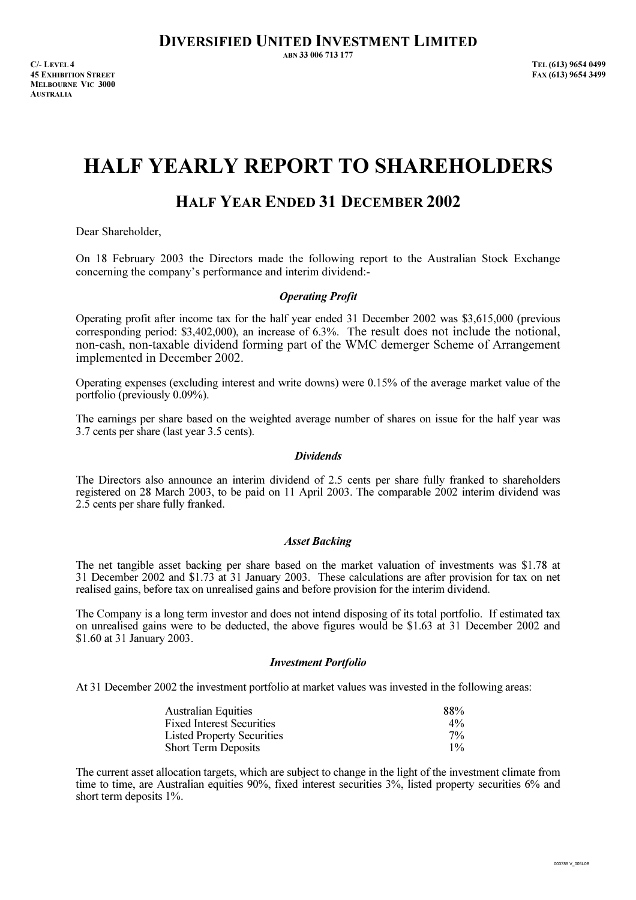# Diversified United Investment Limited

ABN 33 006 713 177

C/- Level 4
45 Exhibition Street
Melbourne Vic 3000
Australia

Tel (613) 9654 0499
Fax (613) 9654 3499

# HALF YEARLY REPORT TO SHAREHOLDERS

## Half Year Ended 31 December 2002

Dear Shareholder,

On 18 February 2003 the Directors made the following report to the Australian Stock Exchange concerning the company's performance and interim dividend:-

### *Operating Profit*

Operating profit after income tax for the half year ended 31 December 2002 was $3,615,000 (previous corresponding period: $3,402,000), an increase of 6.3%. The result does not include the notional, non-cash, non-taxable dividend forming part of the WMC demerger Scheme of Arrangement implemented in December 2002.

Operating expenses (excluding interest and write downs) were 0.15% of the average market value of the portfolio (previously 0.09%).

The earnings per share based on the weighted average number of shares on issue for the half year was 3.7 cents per share (last year 3.5 cents).

### *Dividends*

The Directors also announce an interim dividend of 2.5 cents per share fully franked to shareholders registered on 28 March 2003, to be paid on 11 April 2003. The comparable 2002 interim dividend was 2.5 cents per share fully franked.

### *Asset Backing*

The net tangible asset backing per share based on the market valuation of investments was $1.78 at 31 December 2002 and $1.73 at 31 January 2003. These calculations are after provision for tax on net realised gains, before tax on unrealised gains and before provision for the interim dividend.

The Company is a long term investor and does not intend disposing of its total portfolio. If estimated tax on unrealised gains were to be deducted, the above figures would be $1.63 at 31 December 2002 and $1.60 at 31 January 2003.

### *Investment Portfolio*

At 31 December 2002 the investment portfolio at market values was invested in the following areas:

| | |
|---|---|
| Australian Equities | 88% |
| Fixed Interest Securities | 4% |
| Listed Property Securities | 7% |
| Short Term Deposits | 1% |

The current asset allocation targets, which are subject to change in the light of the investment climate from time to time, are Australian equities 90%, fixed interest securities 3%, listed property securities 6% and short term deposits 1%.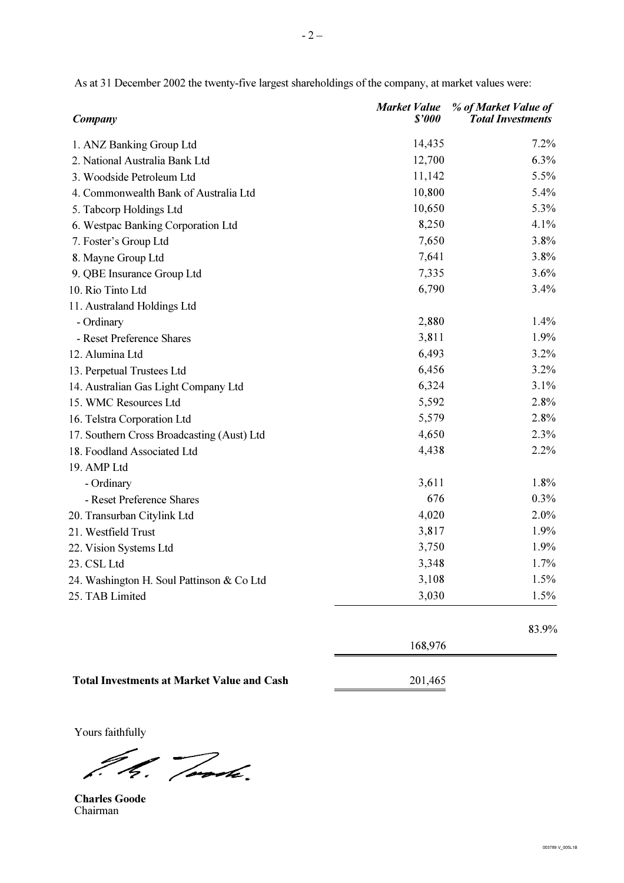As at 31 December 2002 the twenty-five largest shareholdings of the company, at market values were:

| ***Company*** | ***Market Value $'000*** | ***% of Market Value of Total Investments*** |
|---|---|---|
| 1. ANZ Banking Group Ltd | 14,435 | 7.2% |
| 2. National Australia Bank Ltd | 12,700 | 6.3% |
| 3. Woodside Petroleum Ltd | 11,142 | 5.5% |
| 4. Commonwealth Bank of Australia Ltd | 10,800 | 5.4% |
| 5. Tabcorp Holdings Ltd | 10,650 | 5.3% |
| 6. Westpac Banking Corporation Ltd | 8,250 | 4.1% |
| 7. Foster's Group Ltd | 7,650 | 3.8% |
| 8. Mayne Group Ltd | 7,641 | 3.8% |
| 9. QBE Insurance Group Ltd | 7,335 | 3.6% |
| 10. Rio Tinto Ltd | 6,790 | 3.4% |
| 11. Australand Holdings Ltd | | |
| - Ordinary | 2,880 | 1.4% |
| - Reset Preference Shares | 3,811 | 1.9% |
| 12. Alumina Ltd | 6,493 | 3.2% |
| 13. Perpetual Trustees Ltd | 6,456 | 3.2% |
| 14. Australian Gas Light Company Ltd | 6,324 | 3.1% |
| 15. WMC Resources Ltd | 5,592 | 2.8% |
| 16. Telstra Corporation Ltd | 5,579 | 2.8% |
| 17. Southern Cross Broadcasting (Aust) Ltd | 4,650 | 2.3% |
| 18. Foodland Associated Ltd | 4,438 | 2.2% |
| 19. AMP Ltd | | |
| - Ordinary | 3,611 | 1.8% |
| - Reset Preference Shares | 676 | 0.3% |
| 20. Transurban Citylink Ltd | 4,020 | 2.0% |
| 21. Westfield Trust | 3,817 | 1.9% |
| 22. Vision Systems Ltd | 3,750 | 1.9% |
| 23. CSL Ltd | 3,348 | 1.7% |
| 24. Washington H. Soul Pattinson & Co Ltd | 3,108 | 1.5% |
| 25. TAB Limited | 3,030 | 1.5% |
| | 168,976 | 83.9% |
| **Total Investments at Market Value and Cash** | 201,465 | |

Yours faithfully

**Charles Goode**
Chairman